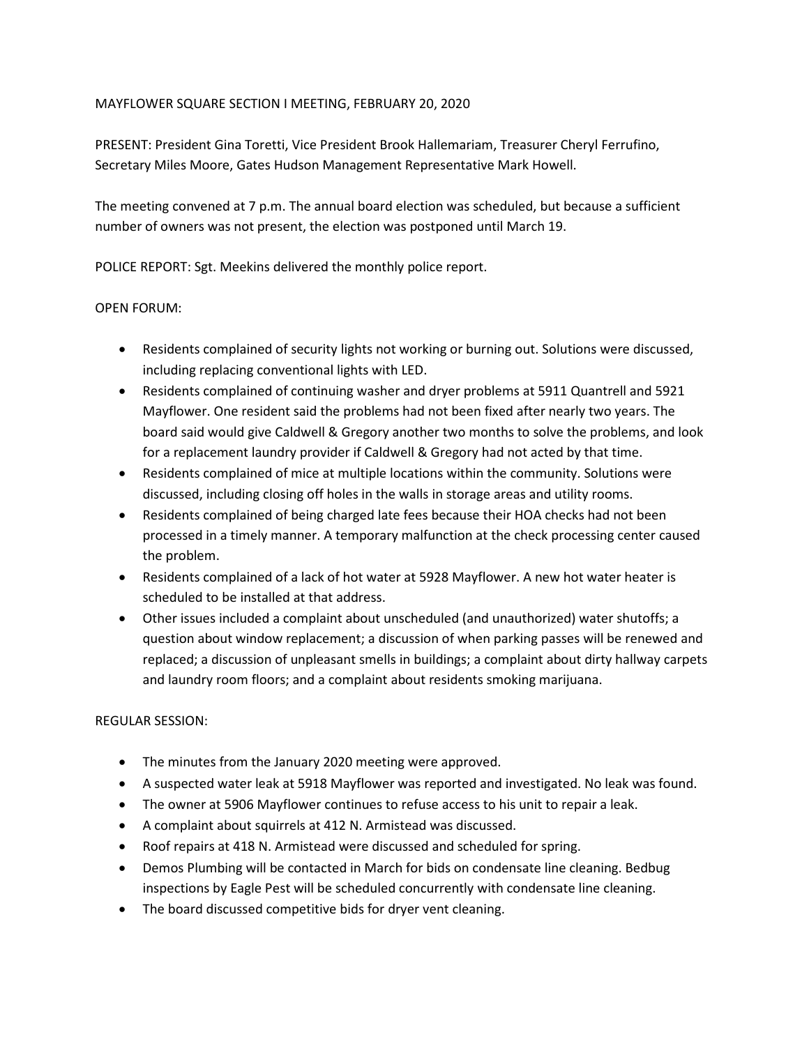# MAYFLOWER SQUARE SECTION I MEETING, FEBRUARY 20, 2020

PRESENT: President Gina Toretti, Vice President Brook Hallemariam, Treasurer Cheryl Ferrufino, Secretary Miles Moore, Gates Hudson Management Representative Mark Howell.

The meeting convened at 7 p.m. The annual board election was scheduled, but because a sufficient number of owners was not present, the election was postponed until March 19.

POLICE REPORT: Sgt. Meekins delivered the monthly police report.

OPEN FORUM:

- Residents complained of security lights not working or burning out. Solutions were discussed, including replacing conventional lights with LED.
- Residents complained of continuing washer and dryer problems at 5911 Quantrell and 5921 Mayflower. One resident said the problems had not been fixed after nearly two years. The board said would give Caldwell & Gregory another two months to solve the problems, and look for a replacement laundry provider if Caldwell & Gregory had not acted by that time.
- Residents complained of mice at multiple locations within the community. Solutions were discussed, including closing off holes in the walls in storage areas and utility rooms.
- Residents complained of being charged late fees because their HOA checks had not been processed in a timely manner. A temporary malfunction at the check processing center caused the problem.
- Residents complained of a lack of hot water at 5928 Mayflower. A new hot water heater is scheduled to be installed at that address.
- Other issues included a complaint about unscheduled (and unauthorized) water shutoffs; a question about window replacement; a discussion of when parking passes will be renewed and replaced; a discussion of unpleasant smells in buildings; a complaint about dirty hallway carpets and laundry room floors; and a complaint about residents smoking marijuana.

REGULAR SESSION:

- The minutes from the January 2020 meeting were approved.
- A suspected water leak at 5918 Mayflower was reported and investigated. No leak was found.
- The owner at 5906 Mayflower continues to refuse access to his unit to repair a leak.
- A complaint about squirrels at 412 N. Armistead was discussed.
- Roof repairs at 418 N. Armistead were discussed and scheduled for spring.
- Demos Plumbing will be contacted in March for bids on condensate line cleaning. Bedbug inspections by Eagle Pest will be scheduled concurrently with condensate line cleaning.
- The board discussed competitive bids for dryer vent cleaning.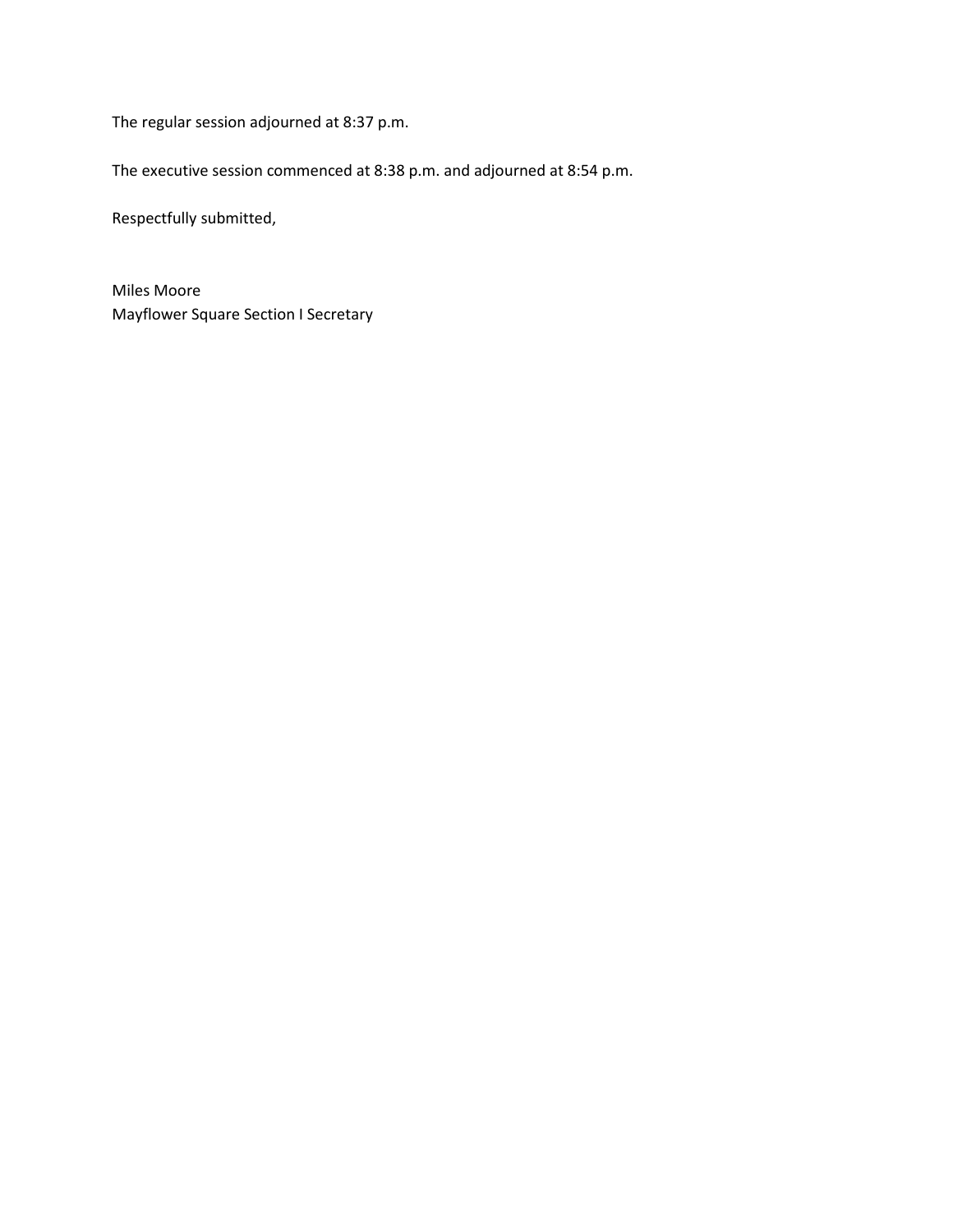The regular session adjourned at 8:37 p.m.

The executive session commenced at 8:38 p.m. and adjourned at 8:54 p.m.

Respectfully submitted,

Miles Moore
Mayflower Square Section I Secretary